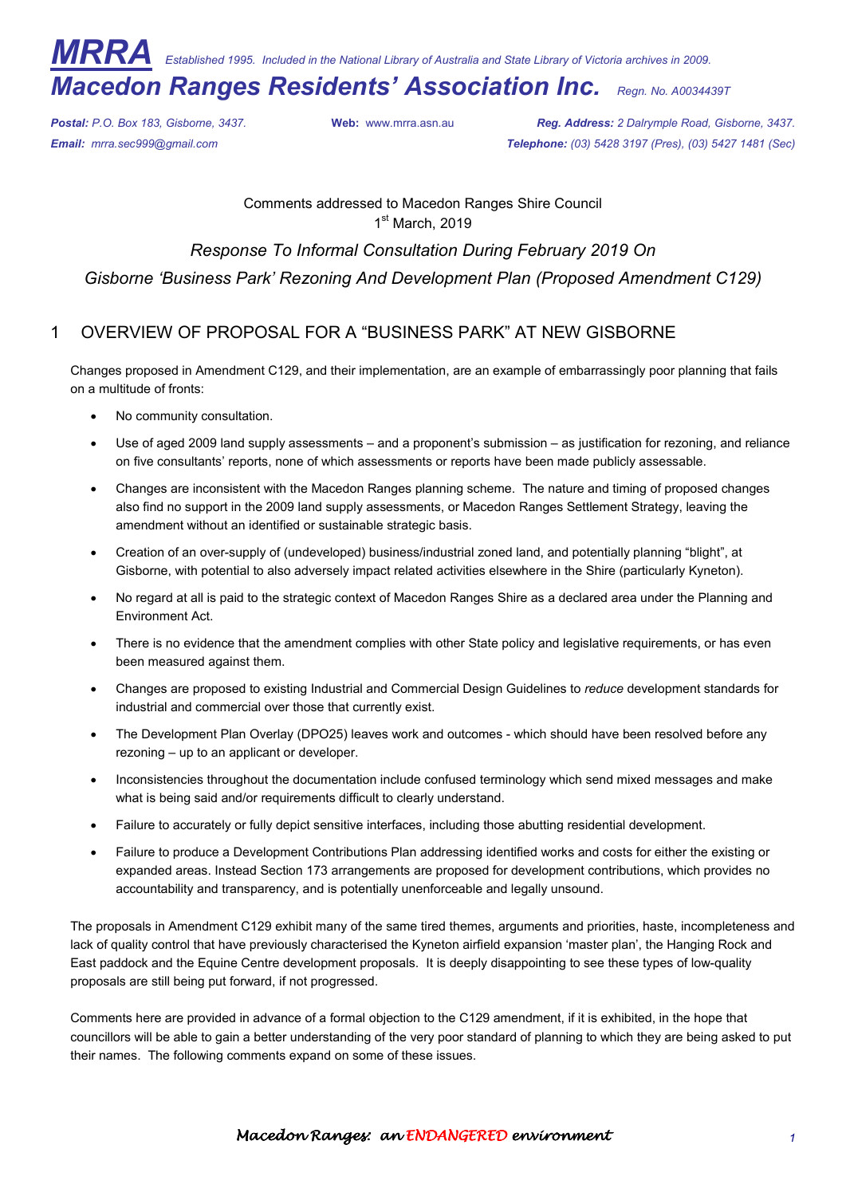# MRRA

*Established 1995. Included in the National Library of Australia and State Library of Victoria archives in 2009.*

# Macedon Ranges Residents' Association Inc.

*Regn. No. A0034439T*

***Postal:** P.O. Box 183, Gisborne, 3437.* **Web:** www.mrra.asn.au ***Reg. Address:** 2 Dalrymple Road, Gisborne, 3437.*

***Email:** mrra.sec999@gmail.com* ***Telephone:** (03) 5428 3197 (Pres), (03) 5427 1481 (Sec)*

Comments addressed to Macedon Ranges Shire Council
1st March, 2019

*Response To Informal Consultation During February 2019 On*
*Gisborne 'Business Park' Rezoning And Development Plan (Proposed Amendment C129)*

## 1 OVERVIEW OF PROPOSAL FOR A "BUSINESS PARK" AT NEW GISBORNE

Changes proposed in Amendment C129, and their implementation, are an example of embarrassingly poor planning that fails on a multitude of fronts:

- No community consultation.
- Use of aged 2009 land supply assessments – and a proponent's submission – as justification for rezoning, and reliance on five consultants' reports, none of which assessments or reports have been made publicly assessable.
- Changes are inconsistent with the Macedon Ranges planning scheme. The nature and timing of proposed changes also find no support in the 2009 land supply assessments, or Macedon Ranges Settlement Strategy, leaving the amendment without an identified or sustainable strategic basis.
- Creation of an over-supply of (undeveloped) business/industrial zoned land, and potentially planning "blight", at Gisborne, with potential to also adversely impact related activities elsewhere in the Shire (particularly Kyneton).
- No regard at all is paid to the strategic context of Macedon Ranges Shire as a declared area under the Planning and Environment Act.
- There is no evidence that the amendment complies with other State policy and legislative requirements, or has even been measured against them.
- Changes are proposed to existing Industrial and Commercial Design Guidelines to *reduce* development standards for industrial and commercial over those that currently exist.
- The Development Plan Overlay (DPO25) leaves work and outcomes - which should have been resolved before any rezoning – up to an applicant or developer.
- Inconsistencies throughout the documentation include confused terminology which send mixed messages and make what is being said and/or requirements difficult to clearly understand.
- Failure to accurately or fully depict sensitive interfaces, including those abutting residential development.
- Failure to produce a Development Contributions Plan addressing identified works and costs for either the existing or expanded areas. Instead Section 173 arrangements are proposed for development contributions, which provides no accountability and transparency, and is potentially unenforceable and legally unsound.

The proposals in Amendment C129 exhibit many of the same tired themes, arguments and priorities, haste, incompleteness and lack of quality control that have previously characterised the Kyneton airfield expansion 'master plan', the Hanging Rock and East paddock and the Equine Centre development proposals. It is deeply disappointing to see these types of low-quality proposals are still being put forward, if not progressed.

Comments here are provided in advance of a formal objection to the C129 amendment, if it is exhibited, in the hope that councillors will be able to gain a better understanding of the very poor standard of planning to which they are being asked to put their names. The following comments expand on some of these issues.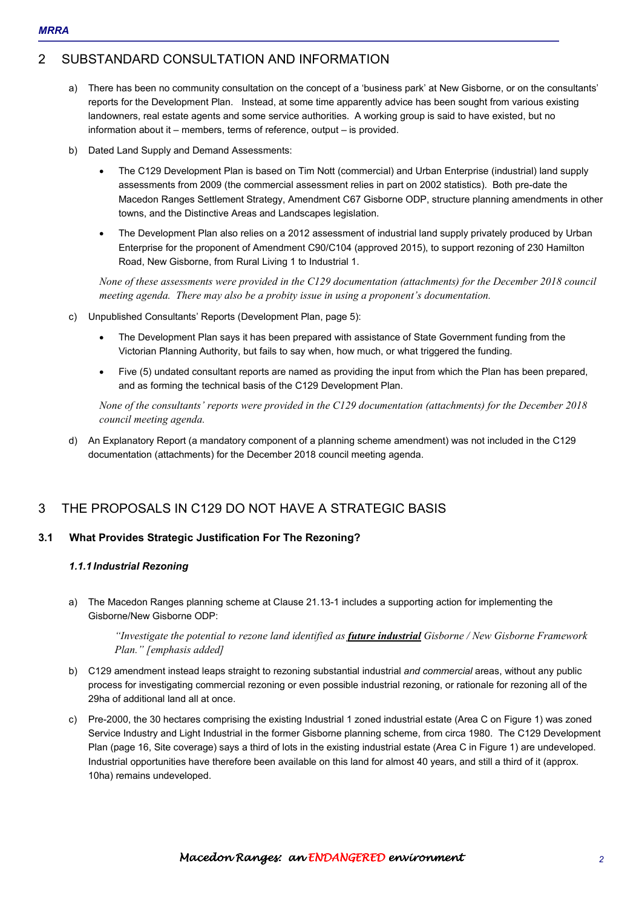## 2 SUBSTANDARD CONSULTATION AND INFORMATION

a) There has been no community consultation on the concept of a 'business park' at New Gisborne, or on the consultants' reports for the Development Plan. Instead, at some time apparently advice has been sought from various existing landowners, real estate agents and some service authorities. A working group is said to have existed, but no information about it – members, terms of reference, output – is provided.

b) Dated Land Supply and Demand Assessments:

- The C129 Development Plan is based on Tim Nott (commercial) and Urban Enterprise (industrial) land supply assessments from 2009 (the commercial assessment relies in part on 2002 statistics). Both pre-date the Macedon Ranges Settlement Strategy, Amendment C67 Gisborne ODP, structure planning amendments in other towns, and the Distinctive Areas and Landscapes legislation.
- The Development Plan also relies on a 2012 assessment of industrial land supply privately produced by Urban Enterprise for the proponent of Amendment C90/C104 (approved 2015), to support rezoning of 230 Hamilton Road, New Gisborne, from Rural Living 1 to Industrial 1.

*None of these assessments were provided in the C129 documentation (attachments) for the December 2018 council meeting agenda. There may also be a probity issue in using a proponent's documentation.*

c) Unpublished Consultants' Reports (Development Plan, page 5):

- The Development Plan says it has been prepared with assistance of State Government funding from the Victorian Planning Authority, but fails to say when, how much, or what triggered the funding.
- Five (5) undated consultant reports are named as providing the input from which the Plan has been prepared, and as forming the technical basis of the C129 Development Plan.

*None of the consultants' reports were provided in the C129 documentation (attachments) for the December 2018 council meeting agenda.*

d) An Explanatory Report (a mandatory component of a planning scheme amendment) was not included in the C129 documentation (attachments) for the December 2018 council meeting agenda.

## 3 THE PROPOSALS IN C129 DO NOT HAVE A STRATEGIC BASIS

### 3.1 What Provides Strategic Justification For The Rezoning?

#### *1.1.1 Industrial Rezoning*

a) The Macedon Ranges planning scheme at Clause 21.13-1 includes a supporting action for implementing the Gisborne/New Gisborne ODP:

> *"Investigate the potential to rezone land identified as **future industrial** Gisborne / New Gisborne Framework Plan." [emphasis added]*

b) C129 amendment instead leaps straight to rezoning substantial industrial *and commercial* areas, without any public process for investigating commercial rezoning or even possible industrial rezoning, or rationale for rezoning all of the 29ha of additional land all at once.

c) Pre-2000, the 30 hectares comprising the existing Industrial 1 zoned industrial estate (Area C on Figure 1) was zoned Service Industry and Light Industrial in the former Gisborne planning scheme, from circa 1980. The C129 Development Plan (page 16, Site coverage) says a third of lots in the existing industrial estate (Area C in Figure 1) are undeveloped. Industrial opportunities have therefore been available on this land for almost 40 years, and still a third of it (approx. 10ha) remains undeveloped.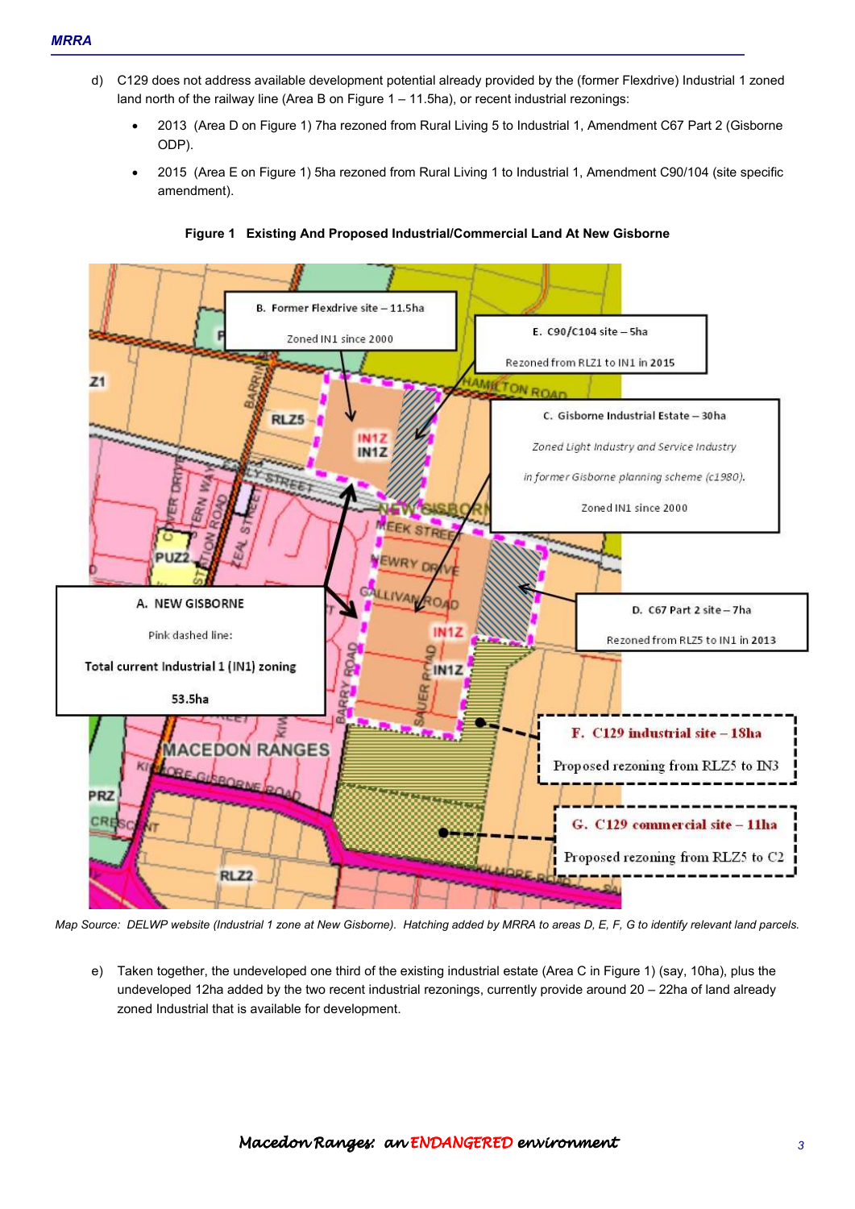d) C129 does not address available development potential already provided by the (former Flexdrive) Industrial 1 zoned land north of the railway line (Area B on Figure 1 – 11.5ha), or recent industrial rezonings:

- 2013 (Area D on Figure 1) 7ha rezoned from Rural Living 5 to Industrial 1, Amendment C67 Part 2 (Gisborne ODP).
- 2015 (Area E on Figure 1) 5ha rezoned from Rural Living 1 to Industrial 1, Amendment C90/104 (site specific amendment).

**Figure 1 Existing And Proposed Industrial/Commercial Land At New Gisborne**

*Map Source: DELWP website (Industrial 1 zone at New Gisborne). Hatching added by MRRA to areas D, E, F, G to identify relevant land parcels.*

e) Taken together, the undeveloped one third of the existing industrial estate (Area C in Figure 1) (say, 10ha), plus the undeveloped 12ha added by the two recent industrial rezonings, currently provide around 20 – 22ha of land already zoned Industrial that is available for development.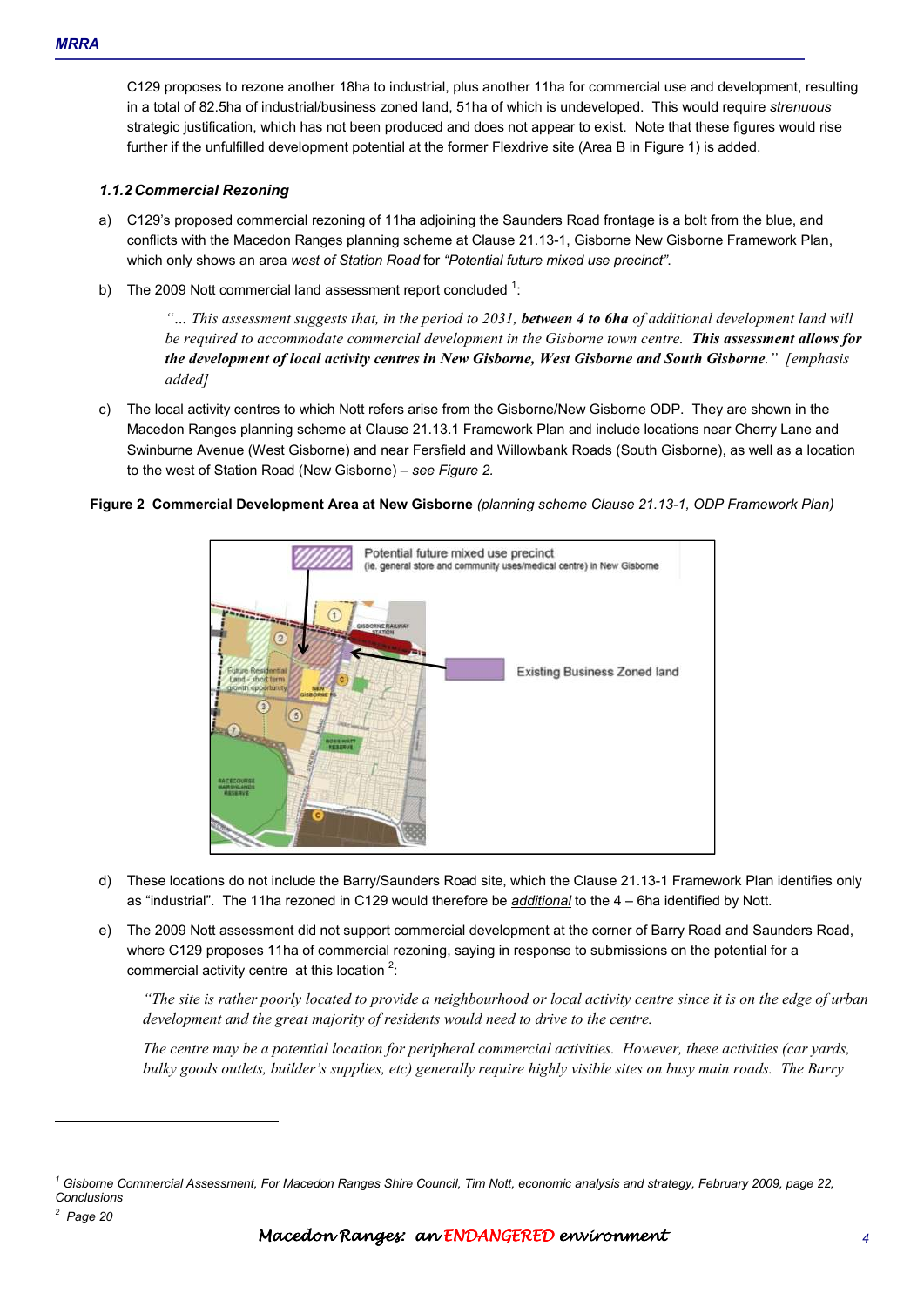C129 proposes to rezone another 18ha to industrial, plus another 11ha for commercial use and development, resulting in a total of 82.5ha of industrial/business zoned land, 51ha of which is undeveloped. This would require *strenuous* strategic justification, which has not been produced and does not appear to exist. Note that these figures would rise further if the unfulfilled development potential at the former Flexdrive site (Area B in Figure 1) is added.

### *1.1.2 Commercial Rezoning*

a) C129's proposed commercial rezoning of 11ha adjoining the Saunders Road frontage is a bolt from the blue, and conflicts with the Macedon Ranges planning scheme at Clause 21.13-1, Gisborne New Gisborne Framework Plan, which only shows an area *west of Station Road* for *"Potential future mixed use precinct"*.

b) The 2009 Nott commercial land assessment report concluded [1]:

> *"… This assessment suggests that, in the period to 2031,* ***between 4 to 6ha*** *of additional development land will be required to accommodate commercial development in the Gisborne town centre.* ***This assessment allows for the development of local activity centres in New Gisborne, West Gisborne and South Gisborne****." [emphasis added]*

c) The local activity centres to which Nott refers arise from the Gisborne/New Gisborne ODP. They are shown in the Macedon Ranges planning scheme at Clause 21.13.1 Framework Plan and include locations near Cherry Lane and Swinburne Avenue (West Gisborne) and near Fersfield and Willowbank Roads (South Gisborne), as well as a location to the west of Station Road (New Gisborne) – *see Figure 2.*

**Figure 2 Commercial Development Area at New Gisborne** *(planning scheme Clause 21.13-1, ODP Framework Plan)*

d) These locations do not include the Barry/Saunders Road site, which the Clause 21.13-1 Framework Plan identifies only as "industrial". The 11ha rezoned in C129 would therefore be ***additional*** to the 4 – 6ha identified by Nott.

e) The 2009 Nott assessment did not support commercial development at the corner of Barry Road and Saunders Road, where C129 proposes 11ha of commercial rezoning, saying in response to submissions on the potential for a commercial activity centre at this location [2]:

> *"The site is rather poorly located to provide a neighbourhood or local activity centre since it is on the edge of urban development and the great majority of residents would need to drive to the centre.*
>
> *The centre may be a potential location for peripheral commercial activities. However, these activities (car yards, bulky goods outlets, builder's supplies, etc) generally require highly visible sites on busy main roads. The Barry*

---

[1] *Gisborne Commercial Assessment, For Macedon Ranges Shire Council, Tim Nott, economic analysis and strategy, February 2009, page 22, Conclusions*

[2] *Page 20*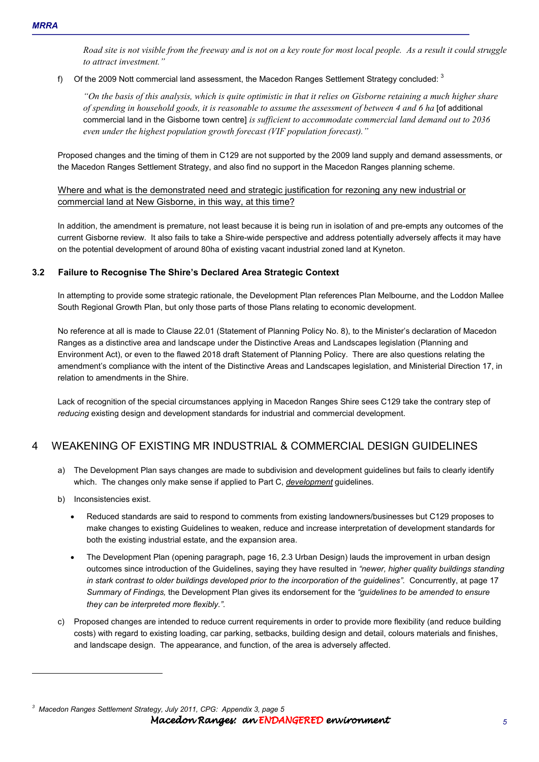*Road site is not visible from the freeway and is not on a key route for most local people. As a result it could struggle to attract investment."*

f) Of the 2009 Nott commercial land assessment, the Macedon Ranges Settlement Strategy concluded: [3]

*"On the basis of this analysis, which is quite optimistic in that it relies on Gisborne retaining a much higher share of spending in household goods, it is reasonable to assume the assessment of between 4 and 6 ha* [of additional commercial land in the Gisborne town centre] *is sufficient to accommodate commercial land demand out to 2036 even under the highest population growth forecast (VIF population forecast)."*

Proposed changes and the timing of them in C129 are not supported by the 2009 land supply and demand assessments, or the Macedon Ranges Settlement Strategy, and also find no support in the Macedon Ranges planning scheme.

<u>Where and what is the demonstrated need and strategic justification for rezoning any new industrial or commercial land at New Gisborne, in this way, at this time?</u>

In addition, the amendment is premature, not least because it is being run in isolation of and pre-empts any outcomes of the current Gisborne review. It also fails to take a Shire-wide perspective and address potentially adversely affects it may have on the potential development of around 80ha of existing vacant industrial zoned land at Kyneton.

### 3.2 Failure to Recognise The Shire's Declared Area Strategic Context

In attempting to provide some strategic rationale, the Development Plan references Plan Melbourne, and the Loddon Mallee South Regional Growth Plan, but only those parts of those Plans relating to economic development.

No reference at all is made to Clause 22.01 (Statement of Planning Policy No. 8), to the Minister's declaration of Macedon Ranges as a distinctive area and landscape under the Distinctive Areas and Landscapes legislation (Planning and Environment Act), or even to the flawed 2018 draft Statement of Planning Policy. There are also questions relating the amendment's compliance with the intent of the Distinctive Areas and Landscapes legislation, and Ministerial Direction 17, in relation to amendments in the Shire.

Lack of recognition of the special circumstances applying in Macedon Ranges Shire sees C129 take the contrary step of *reducing* existing design and development standards for industrial and commercial development.

## 4 WEAKENING OF EXISTING MR INDUSTRIAL & COMMERCIAL DESIGN GUIDELINES

a) The Development Plan says changes are made to subdivision and development guidelines but fails to clearly identify which. The changes only make sense if applied to Part C, ***<u>development</u>*** guidelines.

b) Inconsistencies exist.

- Reduced standards are said to respond to comments from existing landowners/businesses but C129 proposes to make changes to existing Guidelines to weaken, reduce and increase interpretation of development standards for both the existing industrial estate, and the expansion area.
- The Development Plan (opening paragraph, page 16, 2.3 Urban Design) lauds the improvement in urban design outcomes since introduction of the Guidelines, saying they have resulted in *"newer, higher quality buildings standing in stark contrast to older buildings developed prior to the incorporation of the guidelines".* Concurrently, at page 17 *Summary of Findings,* the Development Plan gives its endorsement for the *"guidelines to be amended to ensure they can be interpreted more flexibly.".*

c) Proposed changes are intended to reduce current requirements in order to provide more flexibility (and reduce building costs) with regard to existing loading, car parking, setbacks, building design and detail, colours materials and finishes, and landscape design. The appearance, and function, of the area is adversely affected.

---

[3] *Macedon Ranges Settlement Strategy, July 2011, CPG: Appendix 3, page 5*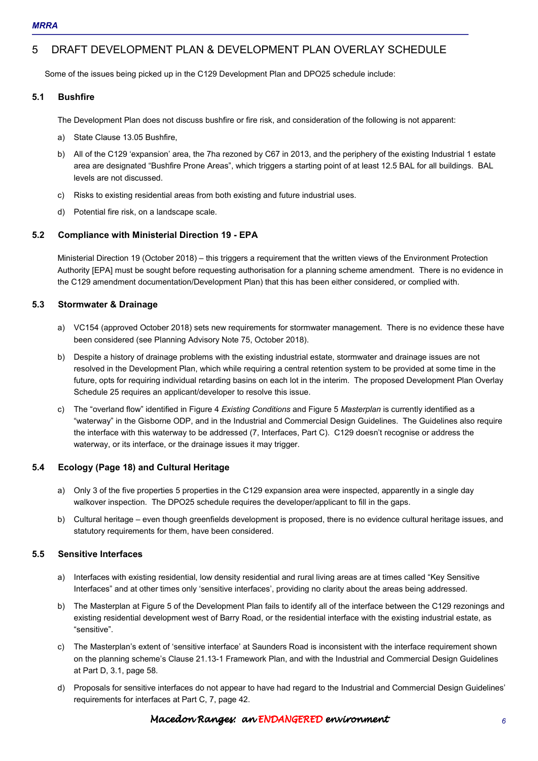# 5 DRAFT DEVELOPMENT PLAN & DEVELOPMENT PLAN OVERLAY SCHEDULE

Some of the issues being picked up in the C129 Development Plan and DPO25 schedule include:

## 5.1 Bushfire

The Development Plan does not discuss bushfire or fire risk, and consideration of the following is not apparent:

a) State Clause 13.05 Bushfire,

b) All of the C129 'expansion' area, the 7ha rezoned by C67 in 2013, and the periphery of the existing Industrial 1 estate area are designated "Bushfire Prone Areas", which triggers a starting point of at least 12.5 BAL for all buildings. BAL levels are not discussed.

c) Risks to existing residential areas from both existing and future industrial uses.

d) Potential fire risk, on a landscape scale.

## 5.2 Compliance with Ministerial Direction 19 - EPA

Ministerial Direction 19 (October 2018) – this triggers a requirement that the written views of the Environment Protection Authority [EPA] must be sought before requesting authorisation for a planning scheme amendment. There is no evidence in the C129 amendment documentation/Development Plan) that this has been either considered, or complied with.

## 5.3 Stormwater & Drainage

a) VC154 (approved October 2018) sets new requirements for stormwater management. There is no evidence these have been considered (see Planning Advisory Note 75, October 2018).

b) Despite a history of drainage problems with the existing industrial estate, stormwater and drainage issues are not resolved in the Development Plan, which while requiring a central retention system to be provided at some time in the future, opts for requiring individual retarding basins on each lot in the interim. The proposed Development Plan Overlay Schedule 25 requires an applicant/developer to resolve this issue.

c) The "overland flow" identified in Figure 4 *Existing Conditions* and Figure 5 *Masterplan* is currently identified as a "waterway" in the Gisborne ODP, and in the Industrial and Commercial Design Guidelines. The Guidelines also require the interface with this waterway to be addressed (7, Interfaces, Part C). C129 doesn't recognise or address the waterway, or its interface, or the drainage issues it may trigger.

## 5.4 Ecology (Page 18) and Cultural Heritage

a) Only 3 of the five properties 5 properties in the C129 expansion area were inspected, apparently in a single day walkover inspection. The DPO25 schedule requires the developer/applicant to fill in the gaps.

b) Cultural heritage – even though greenfields development is proposed, there is no evidence cultural heritage issues, and statutory requirements for them, have been considered.

## 5.5 Sensitive Interfaces

a) Interfaces with existing residential, low density residential and rural living areas are at times called "Key Sensitive Interfaces" and at other times only 'sensitive interfaces', providing no clarity about the areas being addressed.

b) The Masterplan at Figure 5 of the Development Plan fails to identify all of the interface between the C129 rezonings and existing residential development west of Barry Road, or the residential interface with the existing industrial estate, as "sensitive".

c) The Masterplan's extent of 'sensitive interface' at Saunders Road is inconsistent with the interface requirement shown on the planning scheme's Clause 21.13-1 Framework Plan, and with the Industrial and Commercial Design Guidelines at Part D, 3.1, page 58.

d) Proposals for sensitive interfaces do not appear to have had regard to the Industrial and Commercial Design Guidelines' requirements for interfaces at Part C, 7, page 42.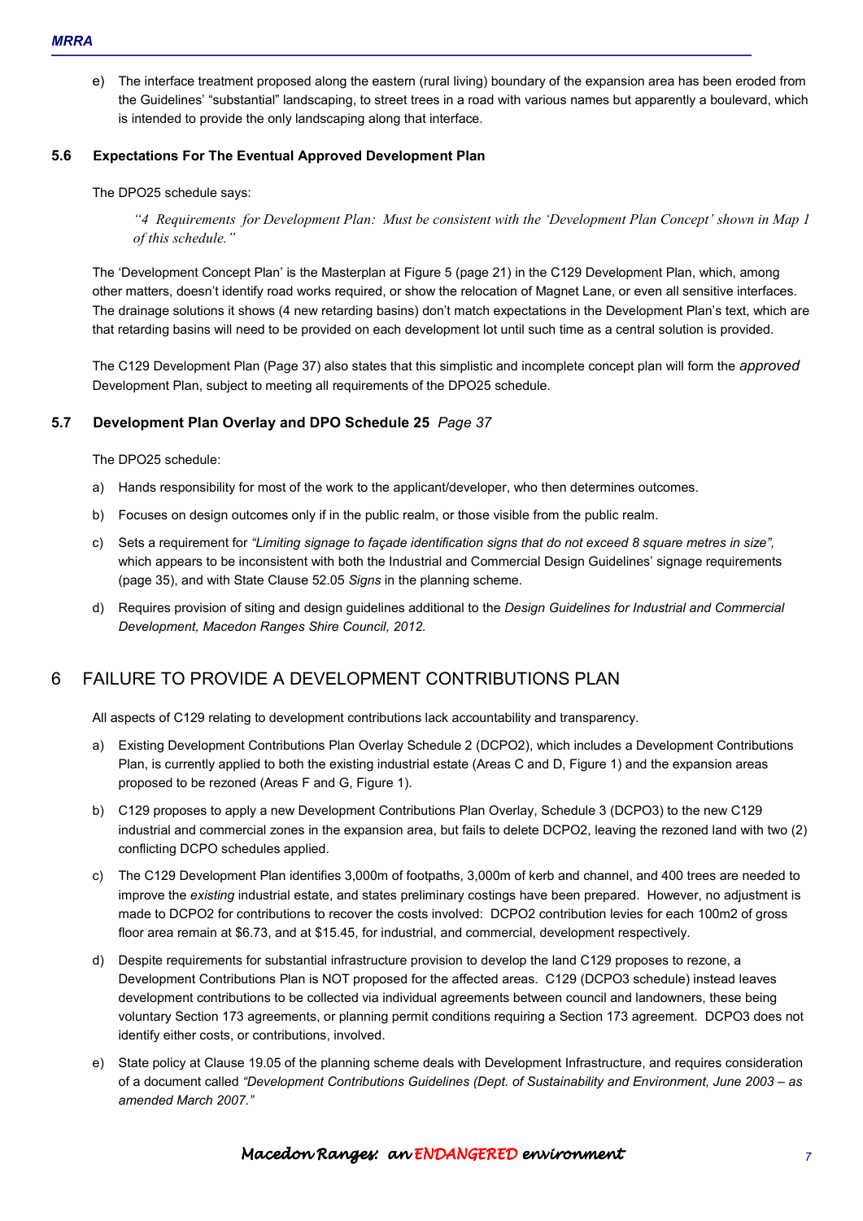e) The interface treatment proposed along the eastern (rural living) boundary of the expansion area has been eroded from the Guidelines' "substantial" landscaping, to street trees in a road with various names but apparently a boulevard, which is intended to provide the only landscaping along that interface.

### 5.6 Expectations For The Eventual Approved Development Plan

The DPO25 schedule says:

> *"4 Requirements for Development Plan: Must be consistent with the 'Development Plan Concept' shown in Map 1 of this schedule."*

The 'Development Concept Plan' is the Masterplan at Figure 5 (page 21) in the C129 Development Plan, which, among other matters, doesn't identify road works required, or show the relocation of Magnet Lane, or even all sensitive interfaces. The drainage solutions it shows (4 new retarding basins) don't match expectations in the Development Plan's text, which are that retarding basins will need to be provided on each development lot until such time as a central solution is provided.

The C129 Development Plan (Page 37) also states that this simplistic and incomplete concept plan will form the *approved* Development Plan, subject to meeting all requirements of the DPO25 schedule.

### 5.7 Development Plan Overlay and DPO Schedule 25 *Page 37*

The DPO25 schedule:

a) Hands responsibility for most of the work to the applicant/developer, who then determines outcomes.

b) Focuses on design outcomes only if in the public realm, or those visible from the public realm.

c) Sets a requirement for *"Limiting signage to façade identification signs that do not exceed 8 square metres in size",* which appears to be inconsistent with both the Industrial and Commercial Design Guidelines' signage requirements (page 35), and with State Clause 52.05 *Signs* in the planning scheme.

d) Requires provision of siting and design guidelines additional to the *Design Guidelines for Industrial and Commercial Development, Macedon Ranges Shire Council, 2012.*

## 6 FAILURE TO PROVIDE A DEVELOPMENT CONTRIBUTIONS PLAN

All aspects of C129 relating to development contributions lack accountability and transparency.

a) Existing Development Contributions Plan Overlay Schedule 2 (DCPO2), which includes a Development Contributions Plan, is currently applied to both the existing industrial estate (Areas C and D, Figure 1) and the expansion areas proposed to be rezoned (Areas F and G, Figure 1).

b) C129 proposes to apply a new Development Contributions Plan Overlay, Schedule 3 (DCPO3) to the new C129 industrial and commercial zones in the expansion area, but fails to delete DCPO2, leaving the rezoned land with two (2) conflicting DCPO schedules applied.

c) The C129 Development Plan identifies 3,000m of footpaths, 3,000m of kerb and channel, and 400 trees are needed to improve the *existing* industrial estate, and states preliminary costings have been prepared. However, no adjustment is made to DCPO2 for contributions to recover the costs involved: DCPO2 contribution levies for each 100m2 of gross floor area remain at \$6.73, and at \$15.45, for industrial, and commercial, development respectively.

d) Despite requirements for substantial infrastructure provision to develop the land C129 proposes to rezone, a Development Contributions Plan is NOT proposed for the affected areas. C129 (DCPO3 schedule) instead leaves development contributions to be collected via individual agreements between council and landowners, these being voluntary Section 173 agreements, or planning permit conditions requiring a Section 173 agreement. DCPO3 does not identify either costs, or contributions, involved.

e) State policy at Clause 19.05 of the planning scheme deals with Development Infrastructure, and requires consideration of a document called *"Development Contributions Guidelines (Dept. of Sustainability and Environment, June 2003 – as amended March 2007."*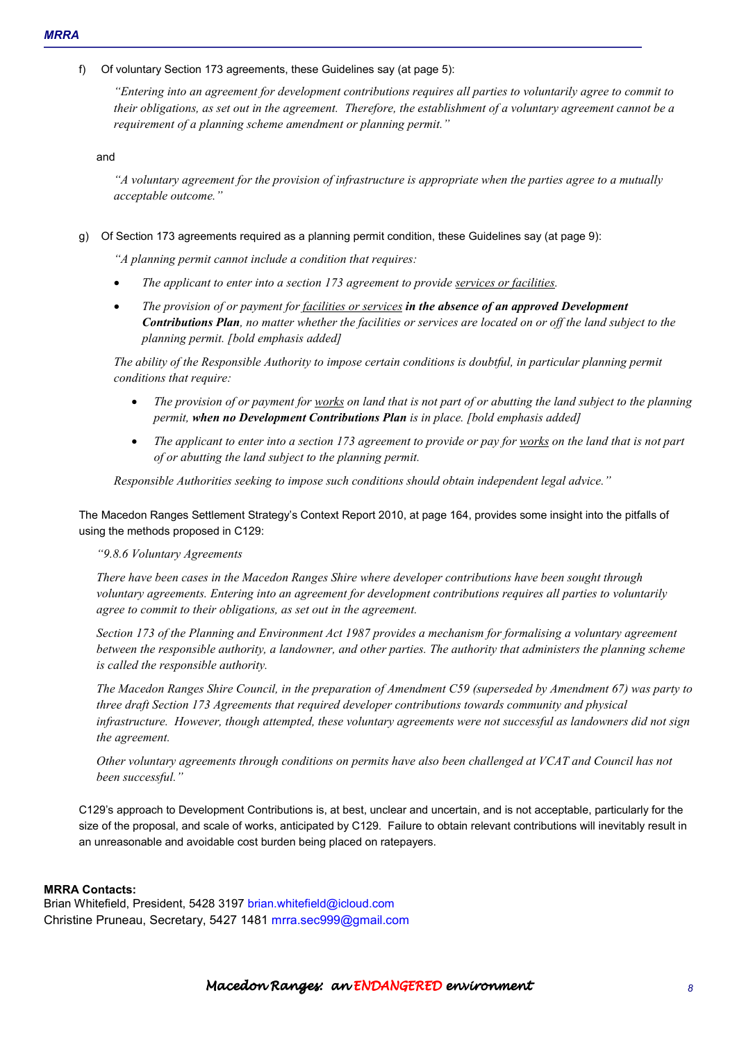f) Of voluntary Section 173 agreements, these Guidelines say (at page 5):

> *"Entering into an agreement for development contributions requires all parties to voluntarily agree to commit to their obligations, as set out in the agreement. Therefore, the establishment of a voluntary agreement cannot be a requirement of a planning scheme amendment or planning permit."*

and

> *"A voluntary agreement for the provision of infrastructure is appropriate when the parties agree to a mutually acceptable outcome."*

g) Of Section 173 agreements required as a planning permit condition, these Guidelines say (at page 9):

> *"A planning permit cannot include a condition that requires:*
>
> - *The applicant to enter into a section 173 agreement to provide <u>services or facilities</u>.*
> - *The provision of or payment for <u>facilities or services</u>* ***in the absence of an approved Development Contributions Plan****, no matter whether the facilities or services are located on or off the land subject to the planning permit. [bold emphasis added]*
>
> *The ability of the Responsible Authority to impose certain conditions is doubtful, in particular planning permit conditions that require:*
>
> - *The provision of or payment for <u>works</u> on land that is not part of or abutting the land subject to the planning permit,* ***when no Development Contributions Plan*** *is in place. [bold emphasis added]*
> - *The applicant to enter into a section 173 agreement to provide or pay for <u>works</u> on the land that is not part of or abutting the land subject to the planning permit.*
>
> *Responsible Authorities seeking to impose such conditions should obtain independent legal advice."*

The Macedon Ranges Settlement Strategy's Context Report 2010, at page 164, provides some insight into the pitfalls of using the methods proposed in C129:

> *"9.8.6 Voluntary Agreements*
>
> *There have been cases in the Macedon Ranges Shire where developer contributions have been sought through voluntary agreements. Entering into an agreement for development contributions requires all parties to voluntarily agree to commit to their obligations, as set out in the agreement.*
>
> *Section 173 of the Planning and Environment Act 1987 provides a mechanism for formalising a voluntary agreement between the responsible authority, a landowner, and other parties. The authority that administers the planning scheme is called the responsible authority.*
>
> *The Macedon Ranges Shire Council, in the preparation of Amendment C59 (superseded by Amendment 67) was party to three draft Section 173 Agreements that required developer contributions towards community and physical infrastructure. However, though attempted, these voluntary agreements were not successful as landowners did not sign the agreement.*
>
> *Other voluntary agreements through conditions on permits have also been challenged at VCAT and Council has not been successful."*

C129's approach to Development Contributions is, at best, unclear and uncertain, and is not acceptable, particularly for the size of the proposal, and scale of works, anticipated by C129. Failure to obtain relevant contributions will inevitably result in an unreasonable and avoidable cost burden being placed on ratepayers.

**MRRA Contacts:**
Brian Whitefield, President, 5428 3197 brian.whitefield@icloud.com
Christine Pruneau, Secretary, 5427 1481 mrra.sec999@gmail.com